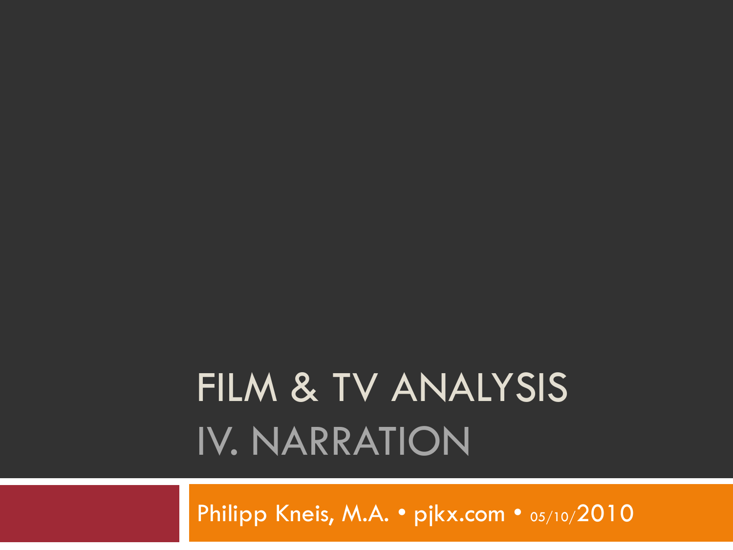# FILM & TV ANALYSIS
## IV. NARRATION

Philipp Kneis, M.A. • pjkx.com • 05/10/2010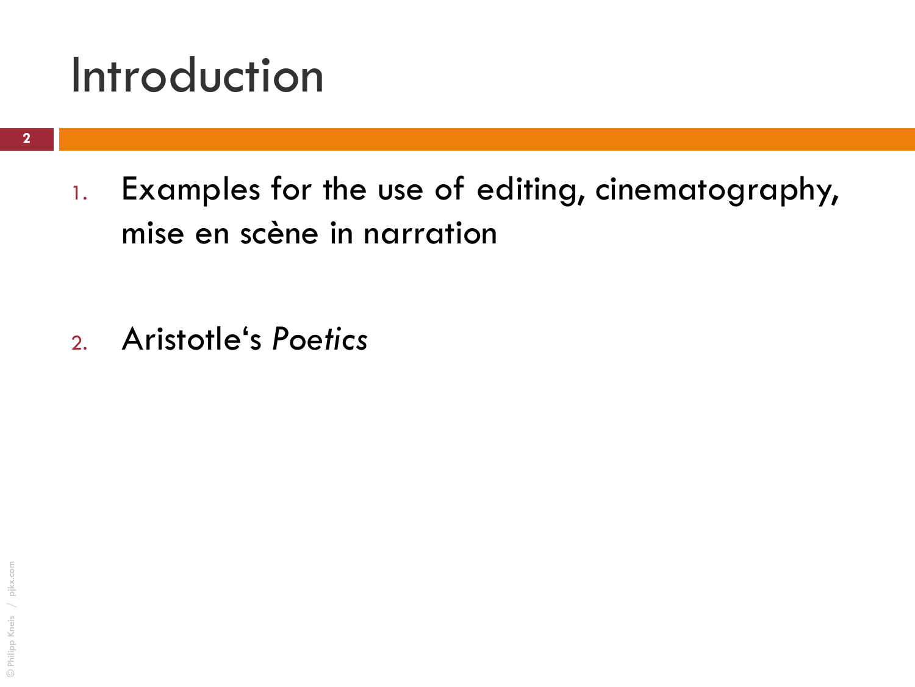# Introduction

1. Examples for the use of editing, cinematography, mise en scène in narration

2. Aristotle's *Poetics*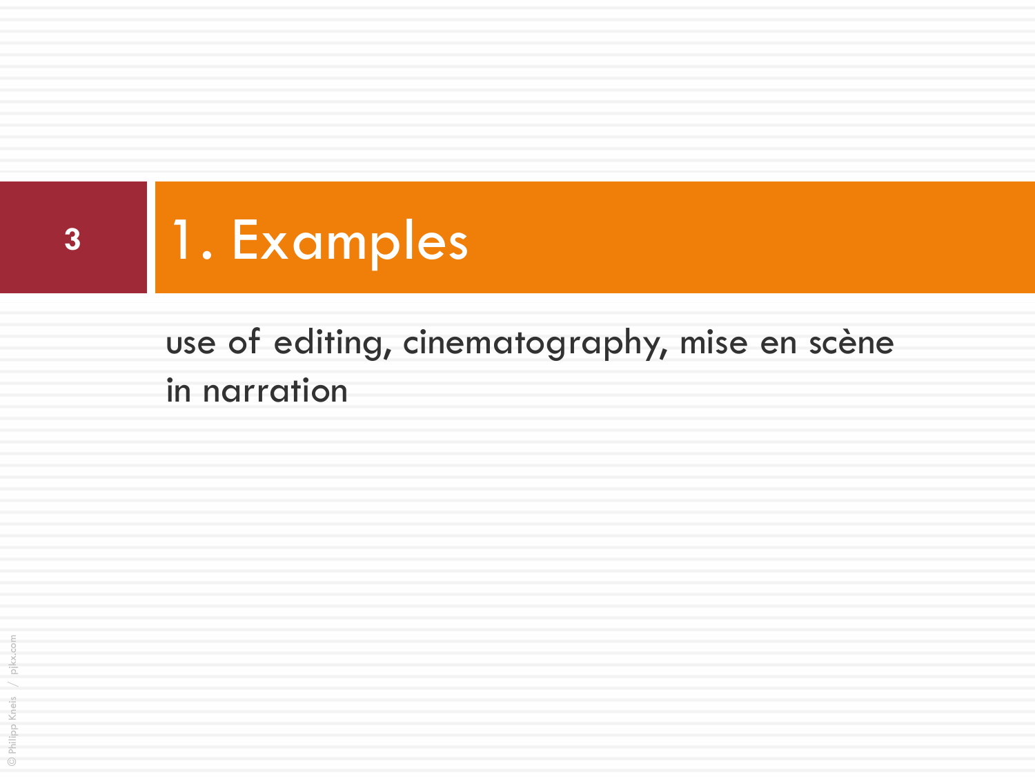# 1. Examples

use of editing, cinematography, mise en scène in narration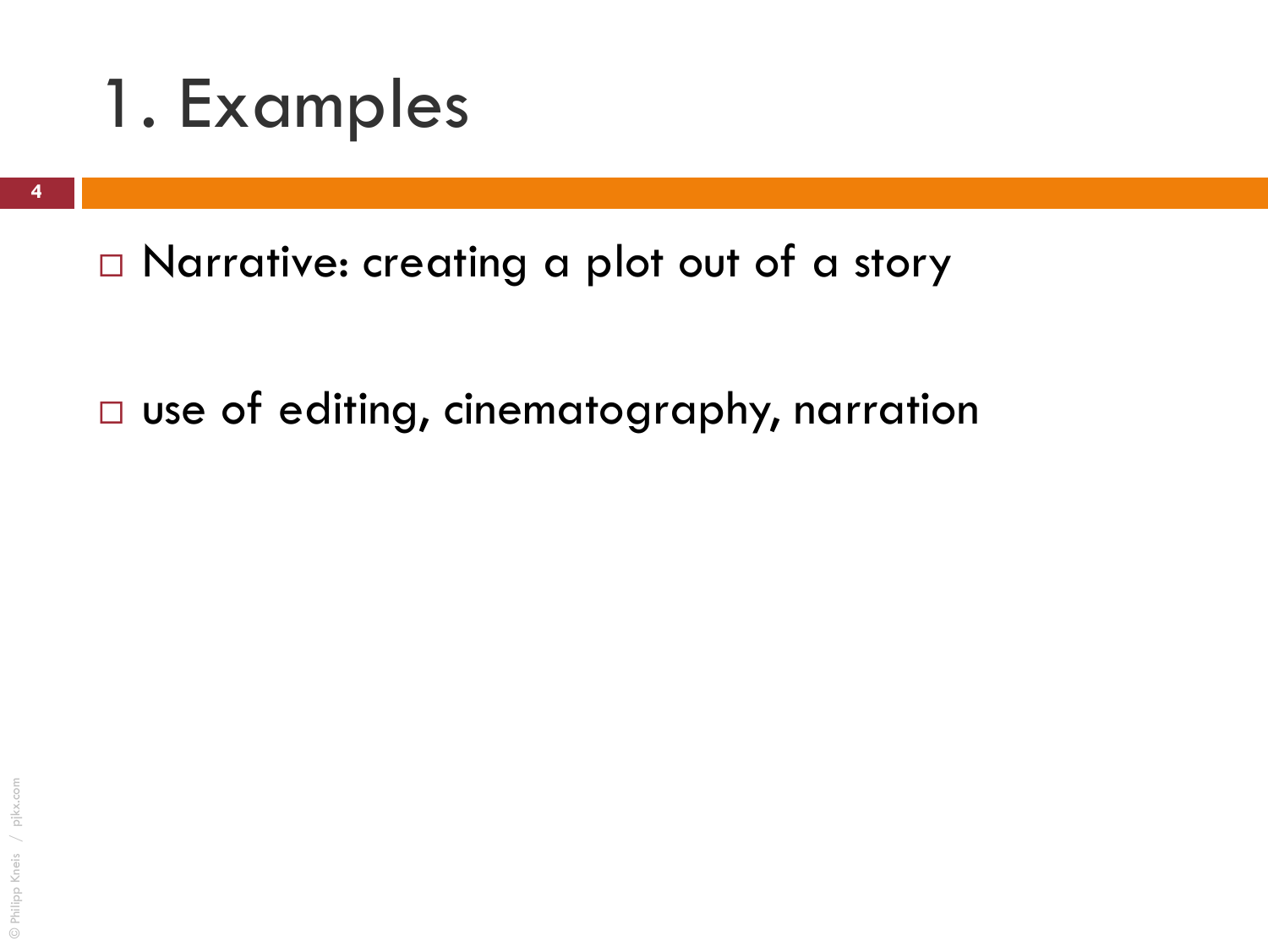# 1. Examples

- Narrative: creating a plot out of a story

- use of editing, cinematography, narration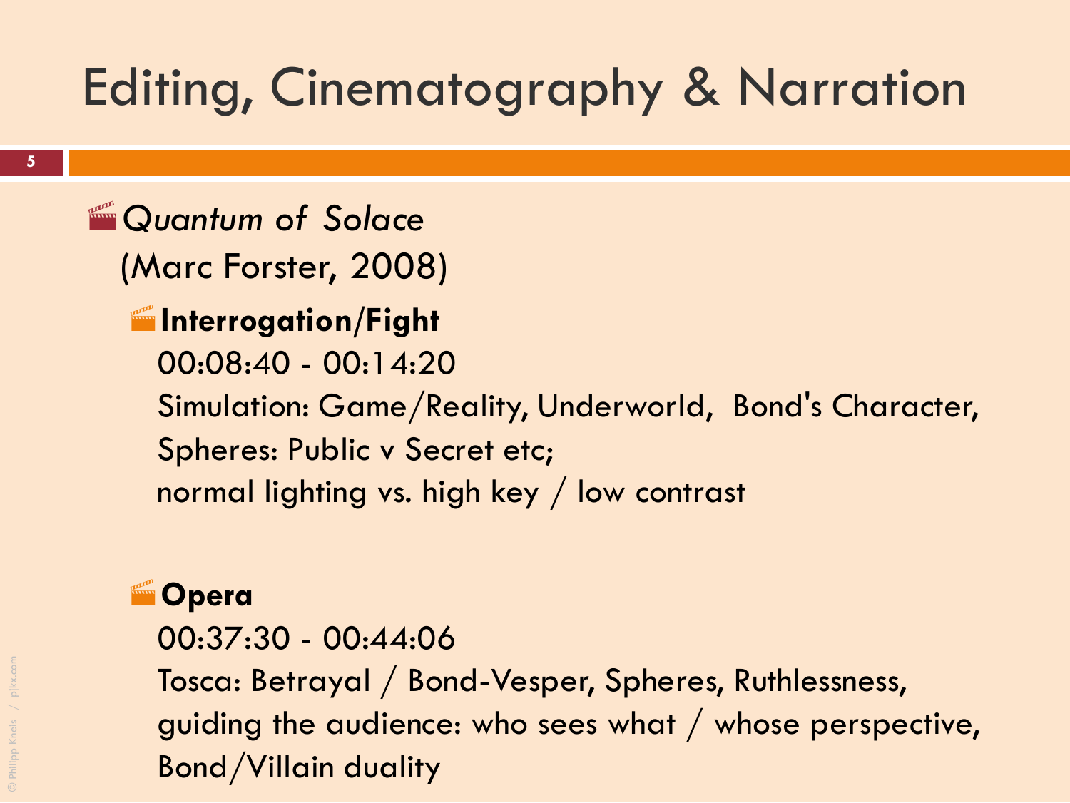# Editing, Cinematography & Narration

- *Quantum of Solace* (Marc Forster, 2008)
  - **Interrogation/Fight**
    00:08:40 - 00:14:20
    Simulation: Game/Reality, Underworld, Bond's Character, Spheres: Public v Secret etc;
    normal lighting vs. high key / low contrast
  - **Opera**
    00:37:30 - 00:44:06
    Tosca: Betrayal / Bond-Vesper, Spheres, Ruthlessness, guiding the audience: who sees what / whose perspective, Bond/Villain duality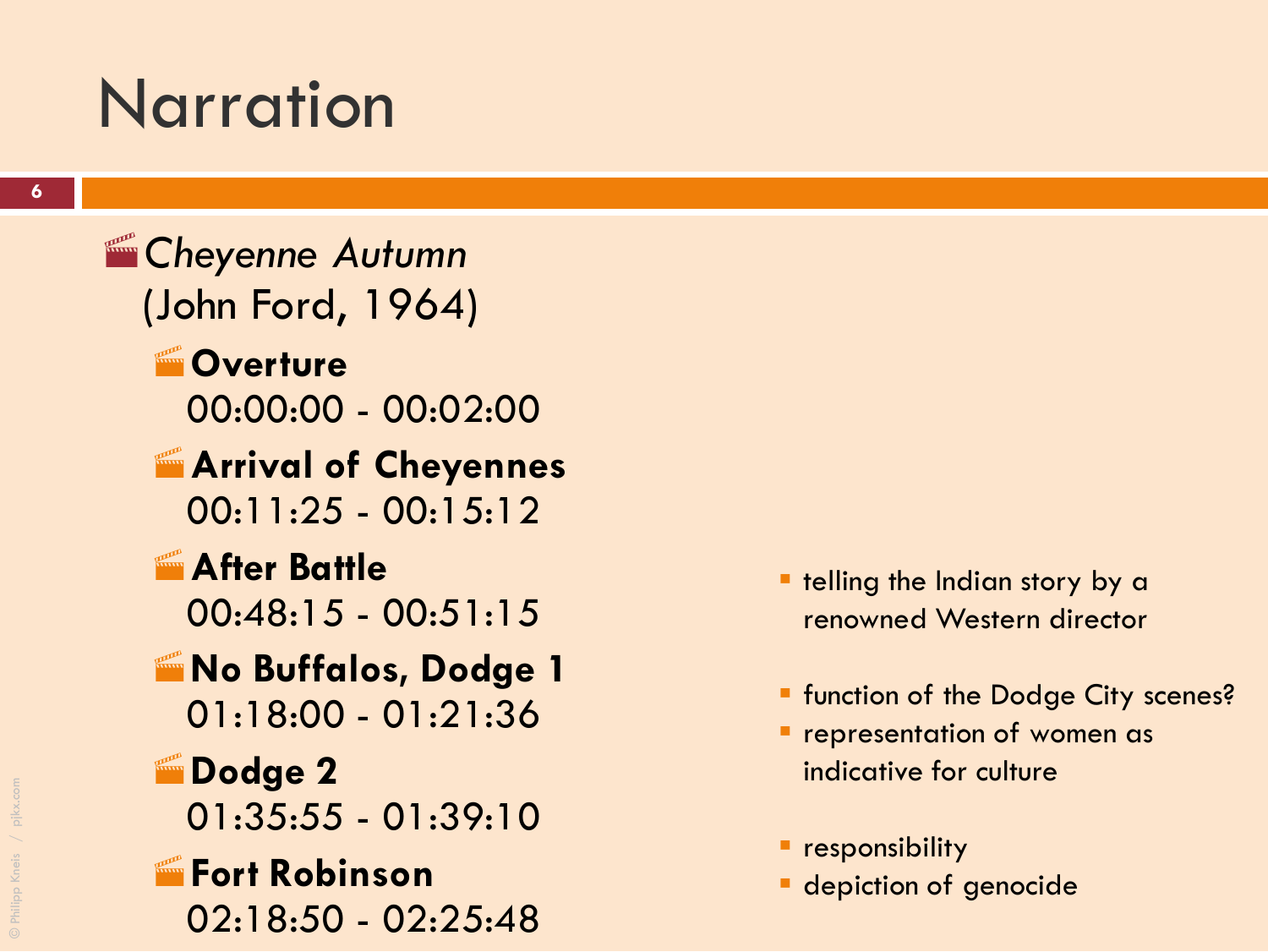# Narration

- *Cheyenne Autumn* (John Ford, 1964)
  - **Overture**
    00:00:00 - 00:02:00
  - **Arrival of Cheyennes**
    00:11:25 - 00:15:12
  - **After Battle**
    00:48:15 - 00:51:15
  - **No Buffalos, Dodge 1**
    01:18:00 - 01:21:36
  - **Dodge 2**
    01:35:55 - 01:39:10
  - **Fort Robinson**
    02:18:50 - 02:25:48

- telling the Indian story by a renowned Western director

- function of the Dodge City scenes?
- representation of women as indicative for culture

- responsibility
- depiction of genocide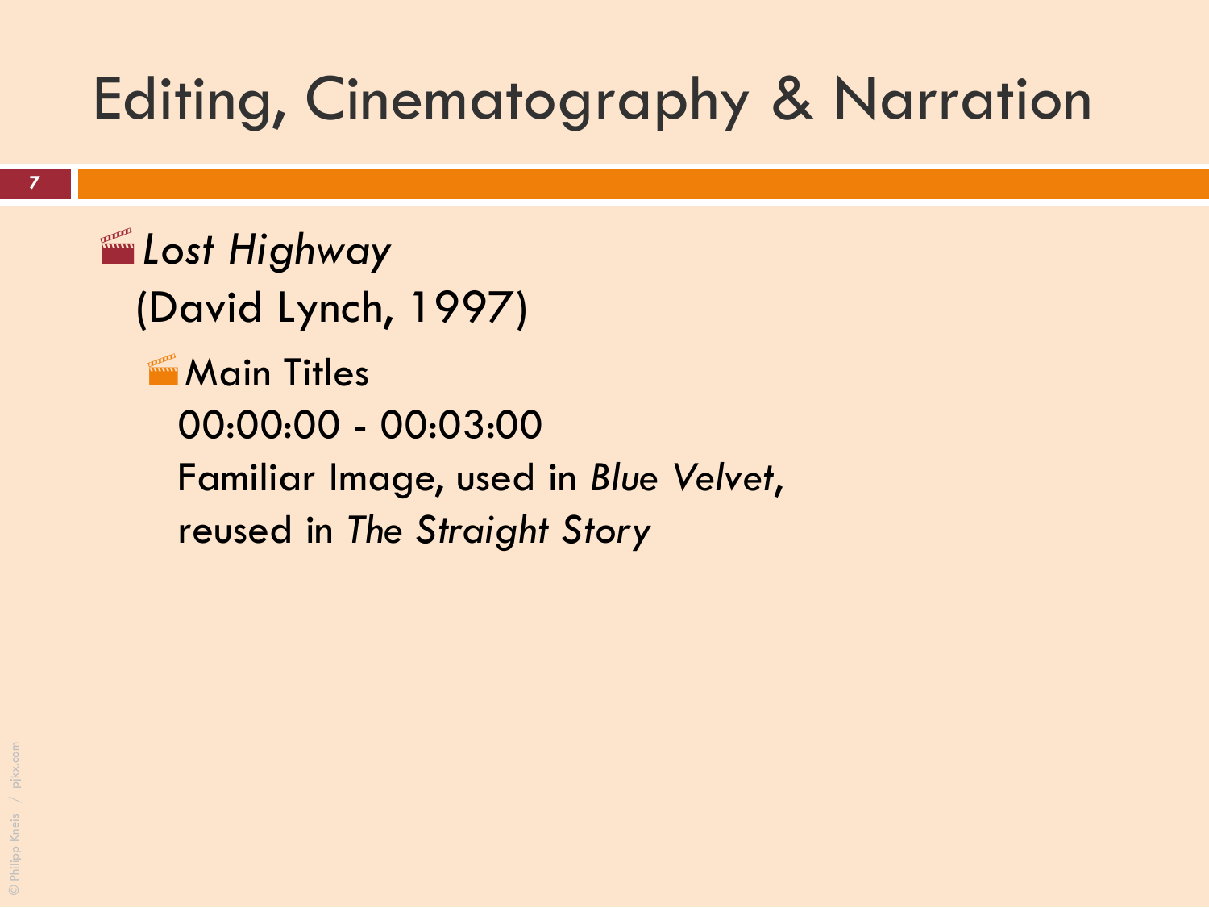# Editing, Cinematography & Narration

- *Lost Highway* (David Lynch, 1997)
  - Main Titles
    00:00:00 - 00:03:00
    Familiar Image, used in *Blue Velvet*, reused in *The Straight Story*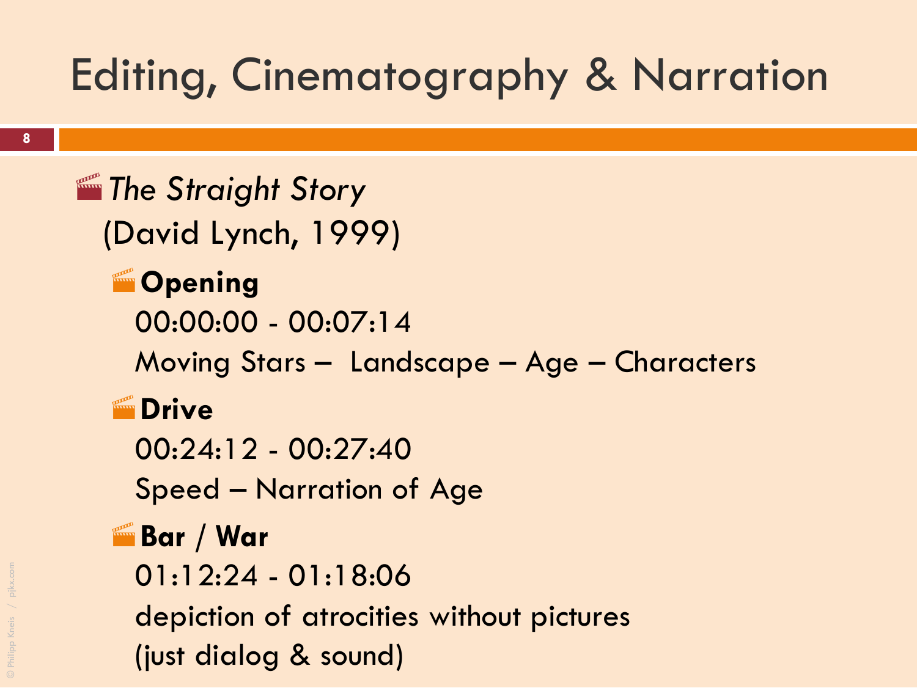# Editing, Cinematography & Narration

- *The Straight Story* (David Lynch, 1999)
  - **Opening**
    00:00:00 - 00:07:14
    Moving Stars – Landscape – Age – Characters
  - **Drive**
    00:24:12 - 00:27:40
    Speed – Narration of Age
  - **Bar / War**
    01:12:24 - 01:18:06
    depiction of atrocities without pictures (just dialog & sound)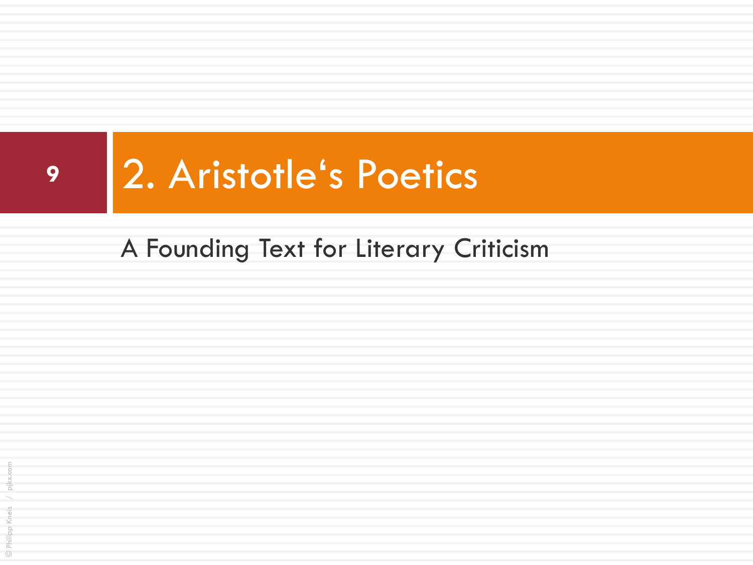# 2. Aristotle‘s Poetics

A Founding Text for Literary Criticism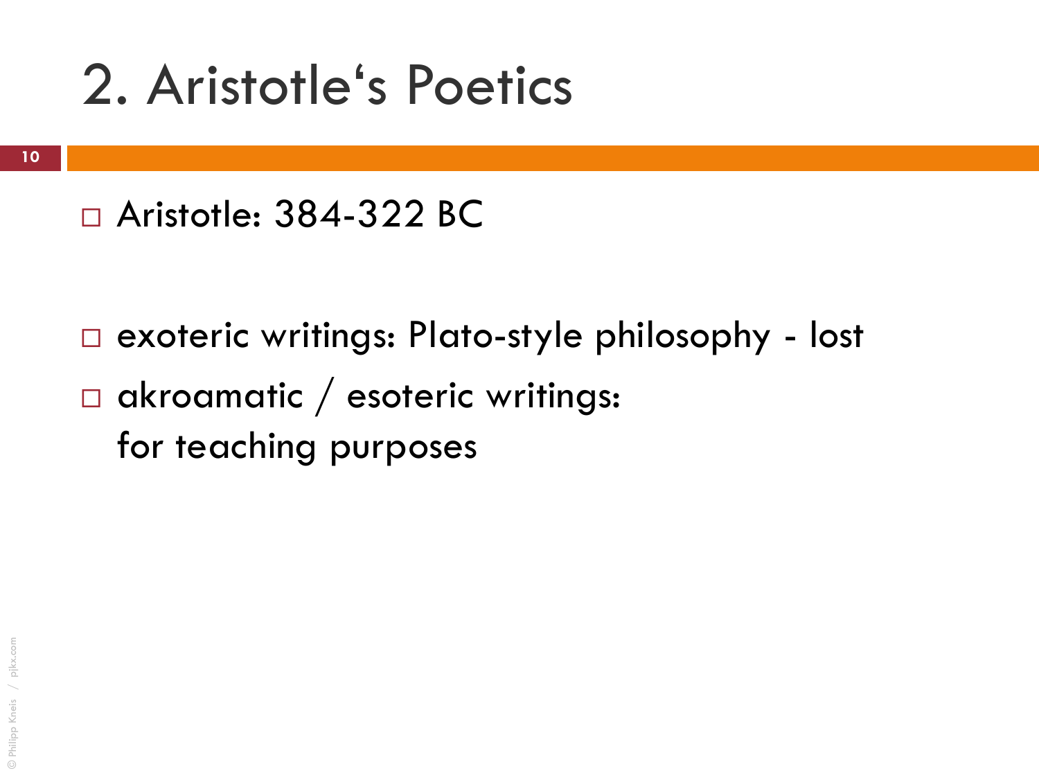# 2. Aristotle‘s Poetics

- Aristotle: 384-322 BC

- exoteric writings: Plato-style philosophy - lost
- akroamatic / esoteric writings:
  for teaching purposes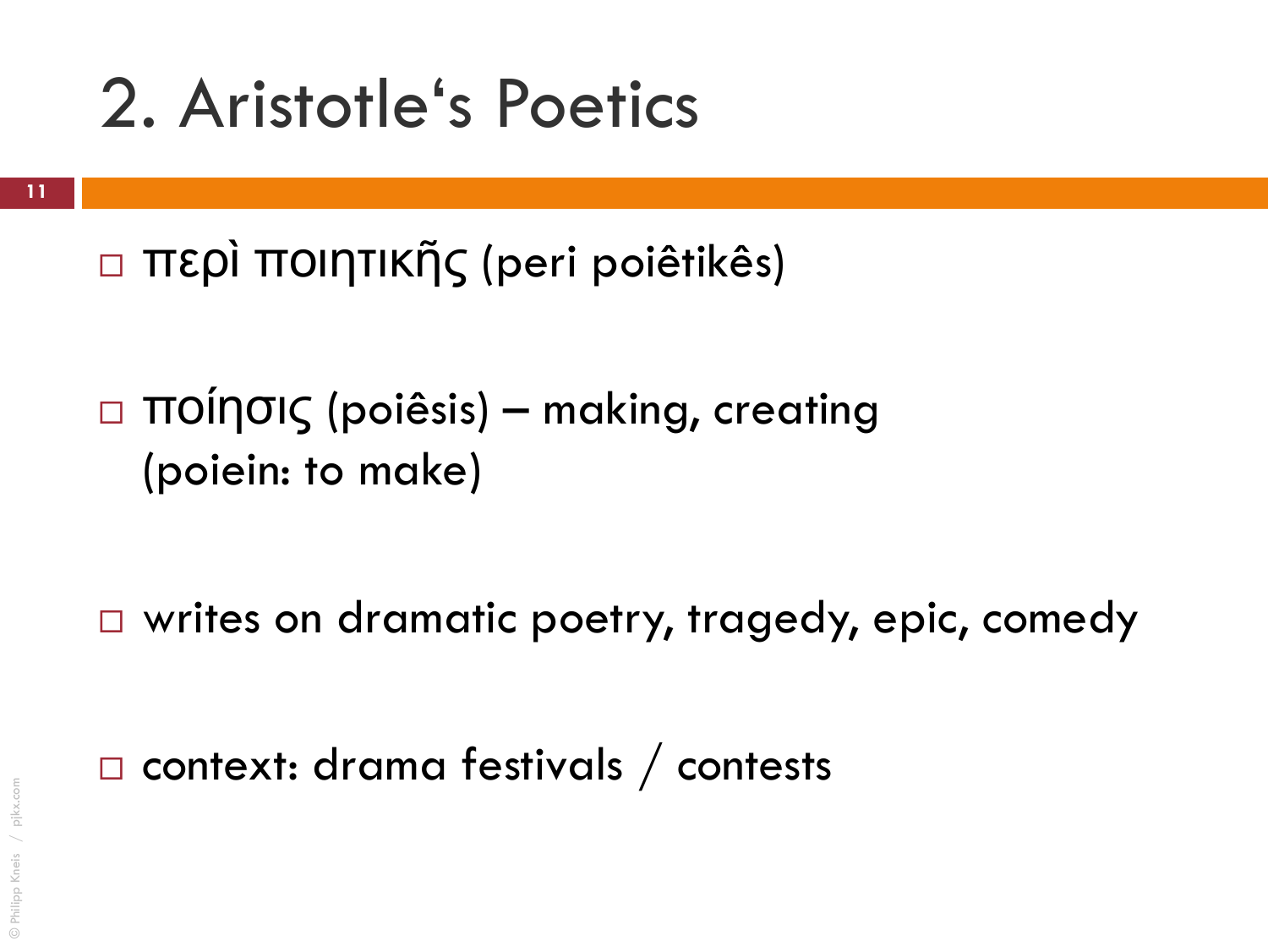# 2. Aristotle's Poetics

- περὶ ποιητικῆς (peri poiêtikês)

- ποίησις (poiêsis) – making, creating
  (poiein: to make)

- writes on dramatic poetry, tragedy, epic, comedy

- context: drama festivals / contests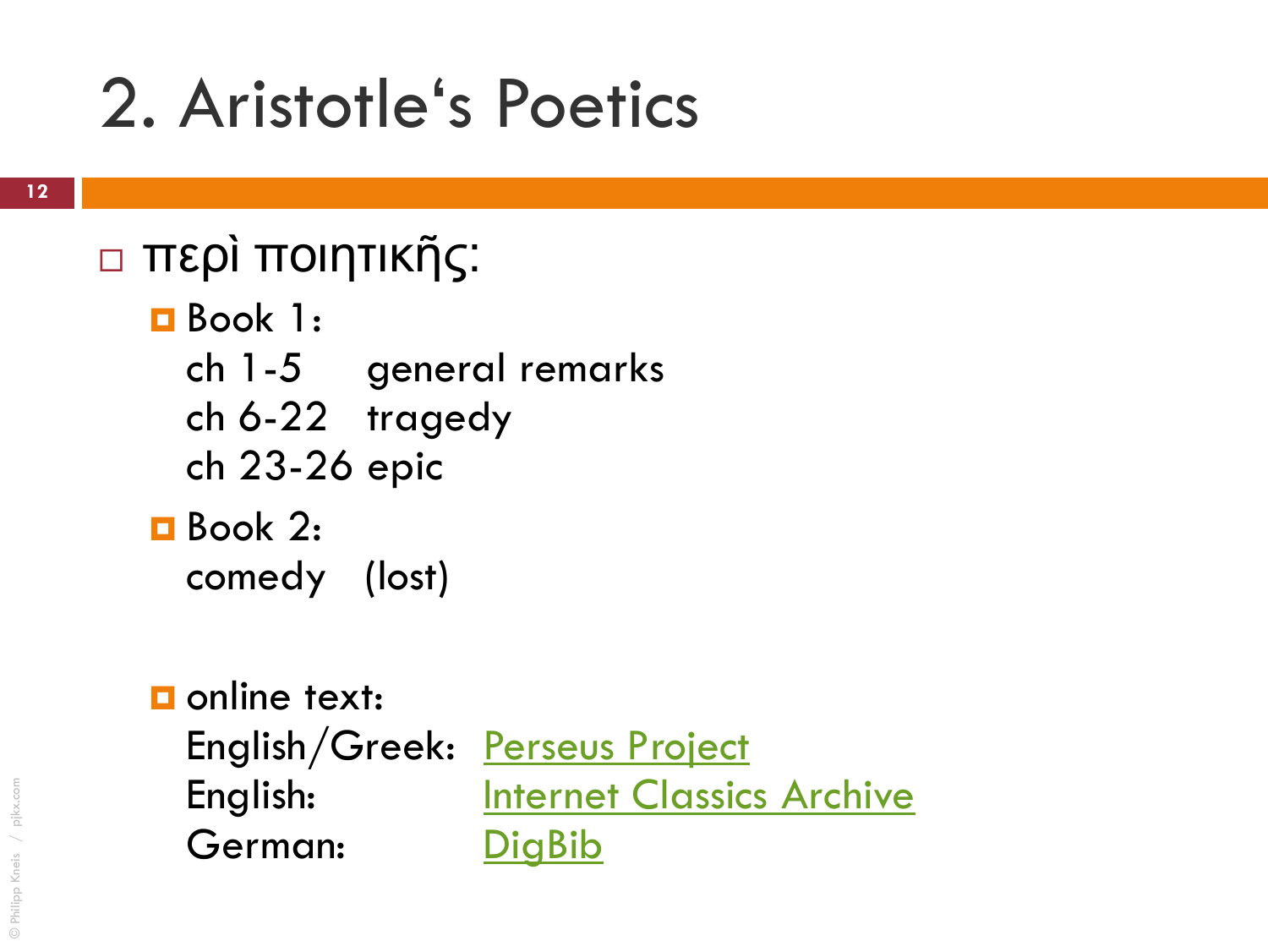# 2. Aristotle's Poetics

- περὶ ποιητικῆς:
  - Book 1:
    ch 1-5 general remarks
    ch 6-22 tragedy
    ch 23-26 epic
  - Book 2:
    comedy (lost)
  - online text:
    English/Greek: Perseus Project
    English: Internet Classics Archive
    German: DigBib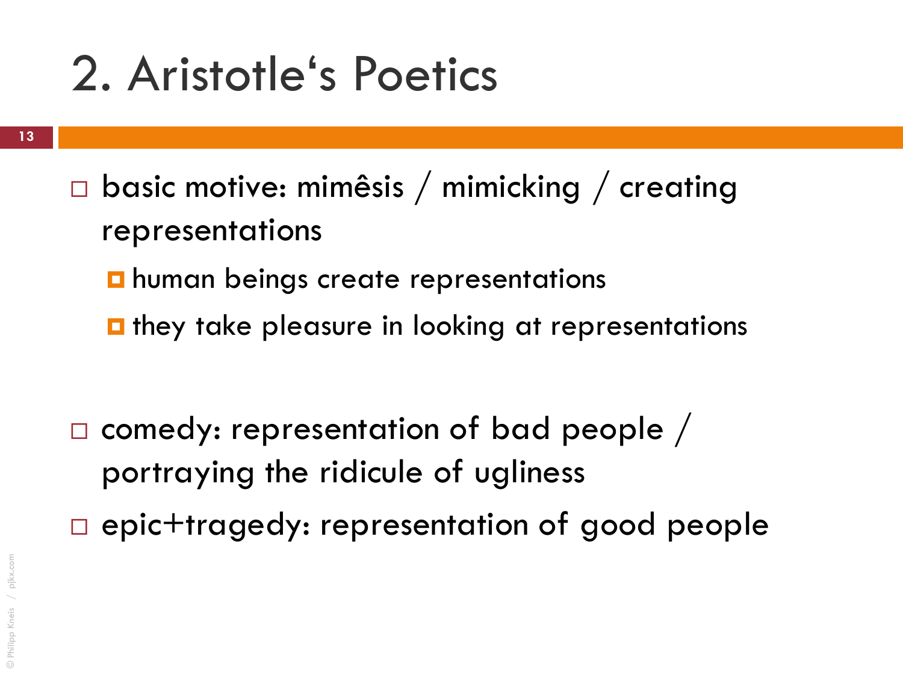# 2. Aristotle‘s Poetics

- basic motive: mimêsis / mimicking / creating representations
  - human beings create representations
  - they take pleasure in looking at representations

- comedy: representation of bad people / portraying the ridicule of ugliness
- epic+tragedy: representation of good people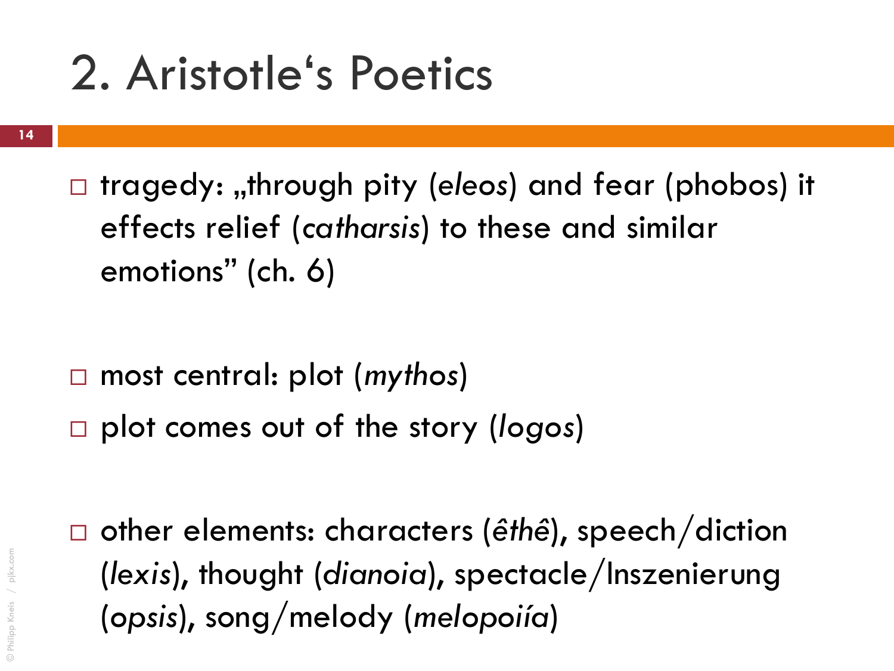# 2. Aristotle‘s Poetics

- tragedy: „through pity (*eleos*) and fear (phobos) it effects relief (*catharsis*) to these and similar emotions" (ch. 6)

- most central: plot (*mythos*)
- plot comes out of the story (*logos*)

- other elements: characters (*êthê*), speech/diction (*lexis*), thought (*dianoia*), spectacle/Inszenierung (*opsis*), song/melody (*melopoiía*)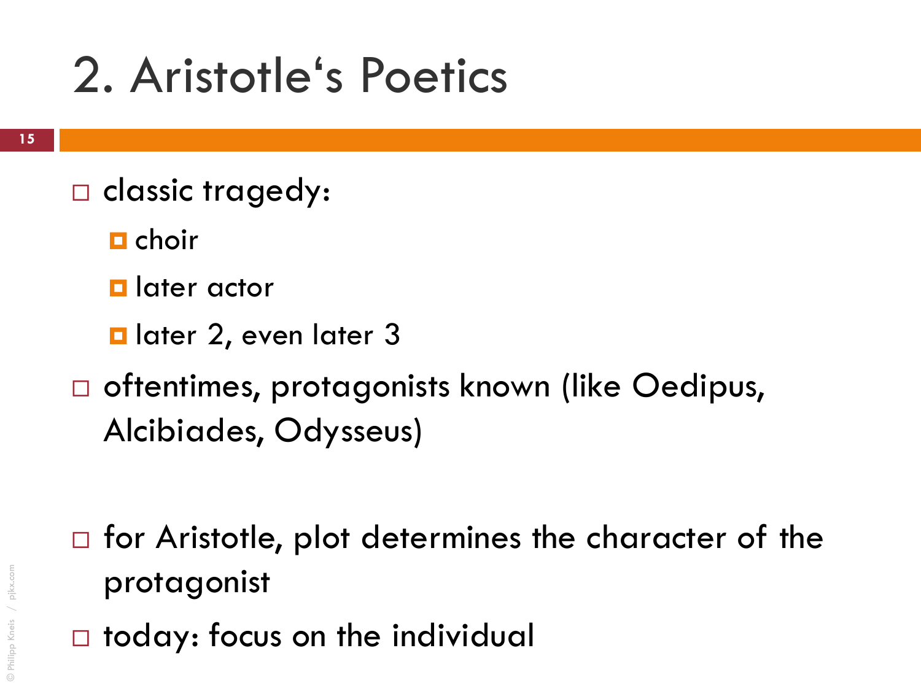# 2. Aristotle's Poetics

- classic tragedy:
  - choir
  - later actor
  - later 2, even later 3
- oftentimes, protagonists known (like Oedipus, Alcibiades, Odysseus)

- for Aristotle, plot determines the character of the protagonist
- today: focus on the individual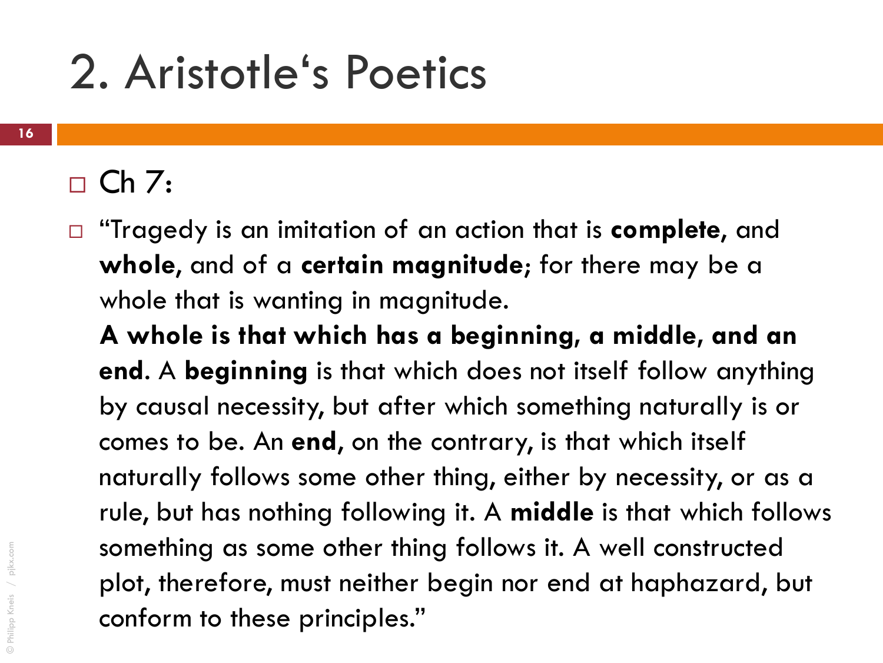# 2. Aristotle's Poetics

- Ch 7:
- "Tragedy is an imitation of an action that is **complete**, and **whole**, and of a **certain magnitude**; for there may be a whole that is wanting in magnitude.
  **A whole is that which has a beginning, a middle, and an end**. A **beginning** is that which does not itself follow anything by causal necessity, but after which something naturally is or comes to be. An **end**, on the contrary, is that which itself naturally follows some other thing, either by necessity, or as a rule, but has nothing following it. A **middle** is that which follows something as some other thing follows it. A well constructed plot, therefore, must neither begin nor end at haphazard, but conform to these principles."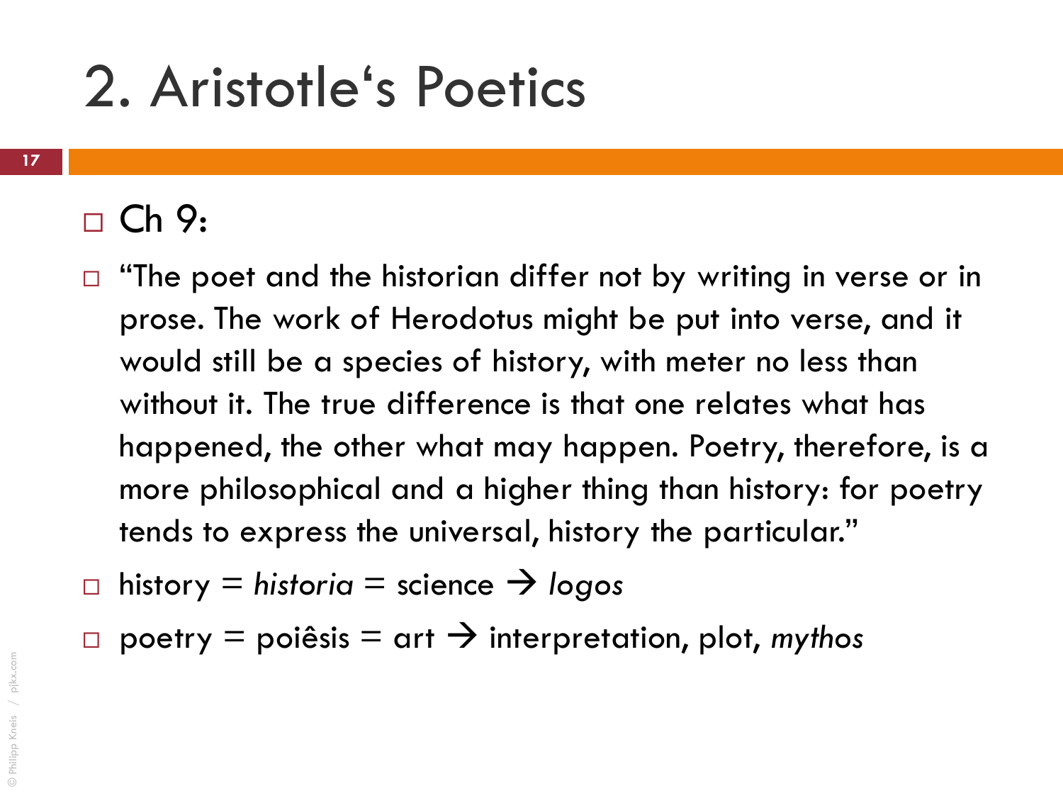# 2. Aristotle's Poetics

- Ch 9:
- "The poet and the historian differ not by writing in verse or in prose. The work of Herodotus might be put into verse, and it would still be a species of history, with meter no less than without it. The true difference is that one relates what has happened, the other what may happen. Poetry, therefore, is a more philosophical and a higher thing than history: for poetry tends to express the universal, history the particular."
- history = *historia* = science → *logos*
- poetry = poiêsis = art → interpretation, plot, *mythos*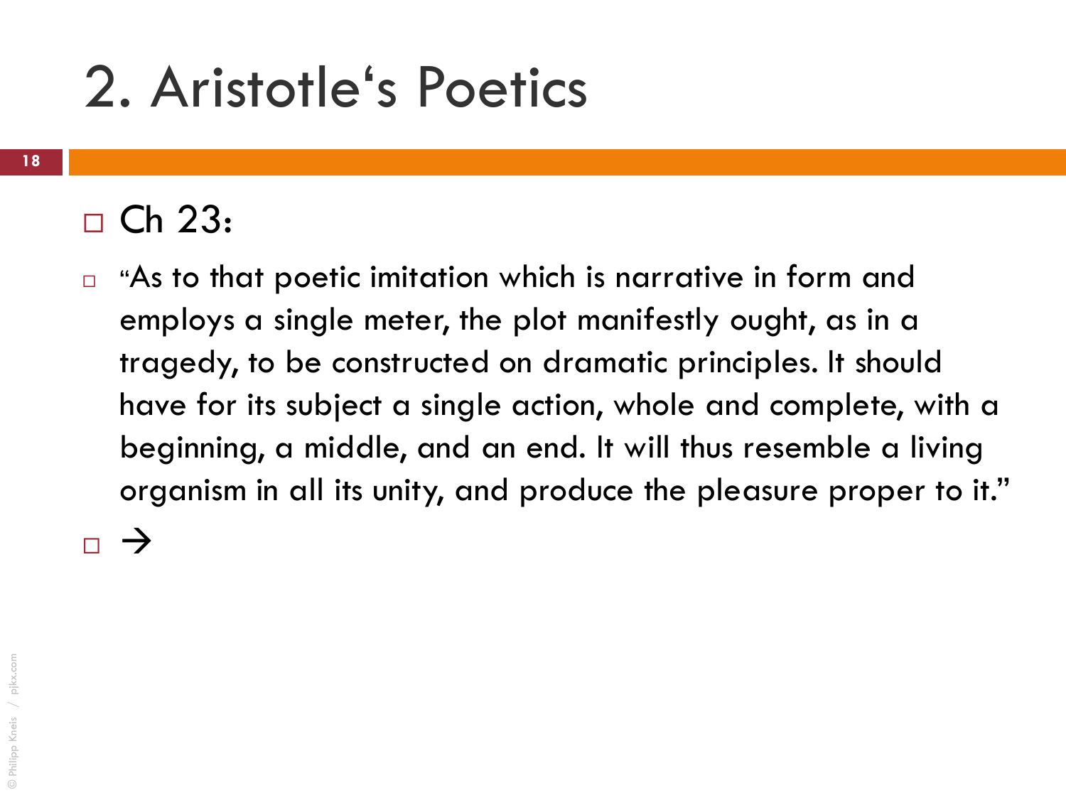# 2. Aristotle‘s Poetics

- Ch 23:
  - “As to that poetic imitation which is narrative in form and employs a single meter, the plot manifestly ought, as in a tragedy, to be constructed on dramatic principles. It should have for its subject a single action, whole and complete, with a beginning, a middle, and an end. It will thus resemble a living organism in all its unity, and produce the pleasure proper to it.”
- →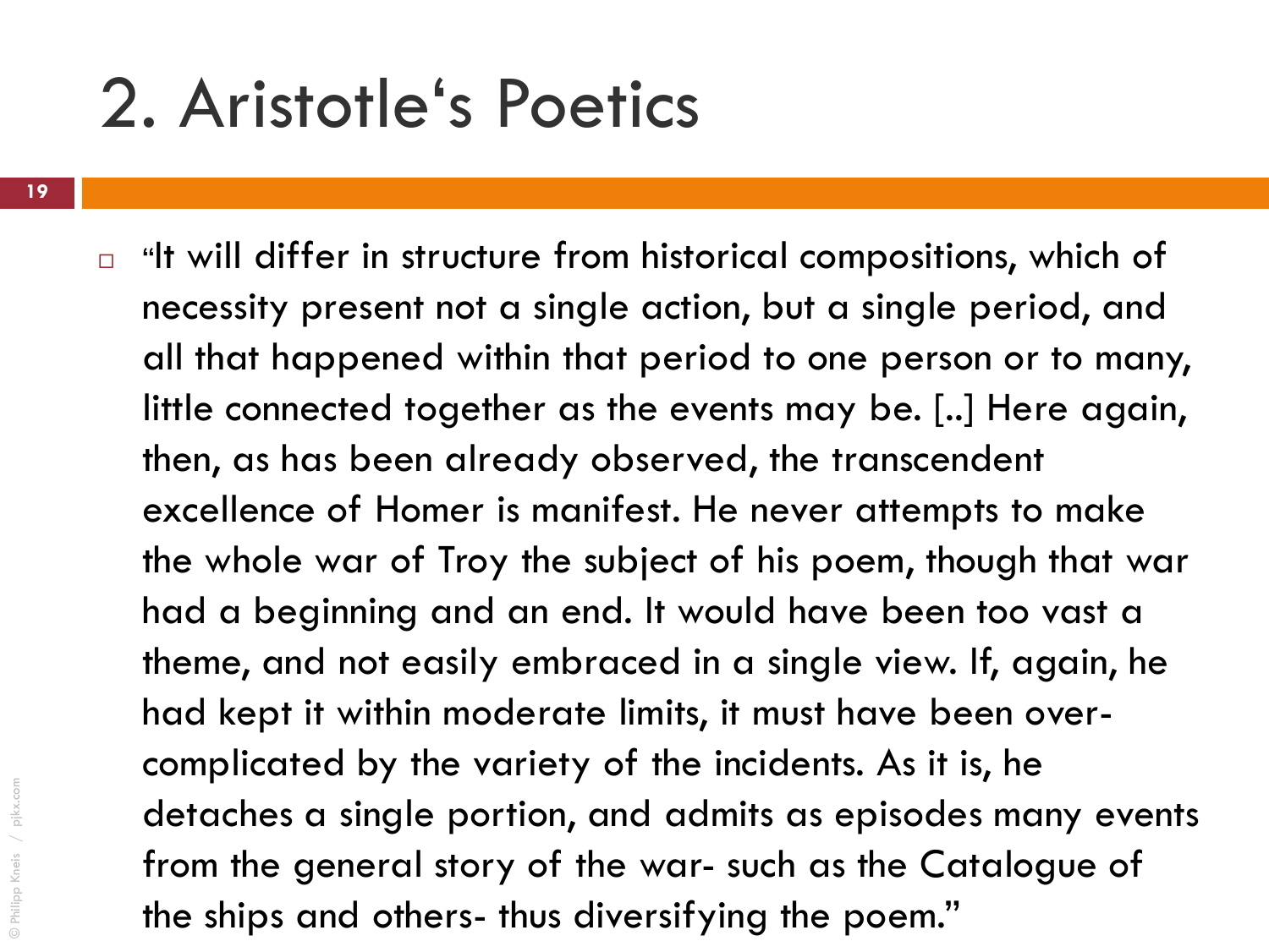# 2. Aristotle‘s Poetics

- “It will differ in structure from historical compositions, which of necessity present not a single action, but a single period, and all that happened within that period to one person or to many, little connected together as the events may be. [..] Here again, then, as has been already observed, the transcendent excellence of Homer is manifest. He never attempts to make the whole war of Troy the subject of his poem, though that war had a beginning and an end. It would have been too vast a theme, and not easily embraced in a single view. If, again, he had kept it within moderate limits, it must have been over-complicated by the variety of the incidents. As it is, he detaches a single portion, and admits as episodes many events from the general story of the war- such as the Catalogue of the ships and others- thus diversifying the poem.”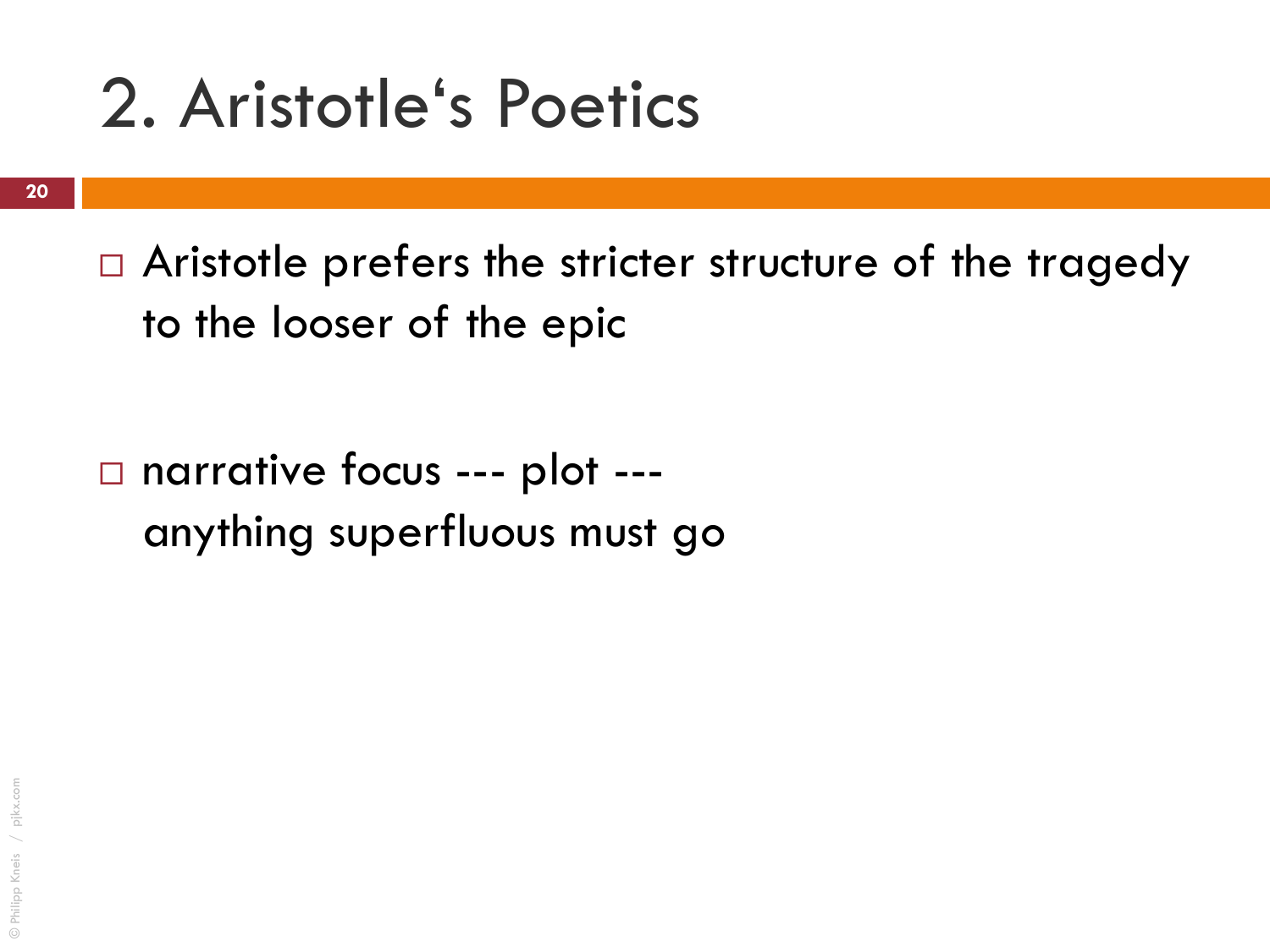# 2. Aristotle‘s Poetics

- Aristotle prefers the stricter structure of the tragedy to the looser of the epic

- narrative focus --- plot ---
  anything superfluous must go